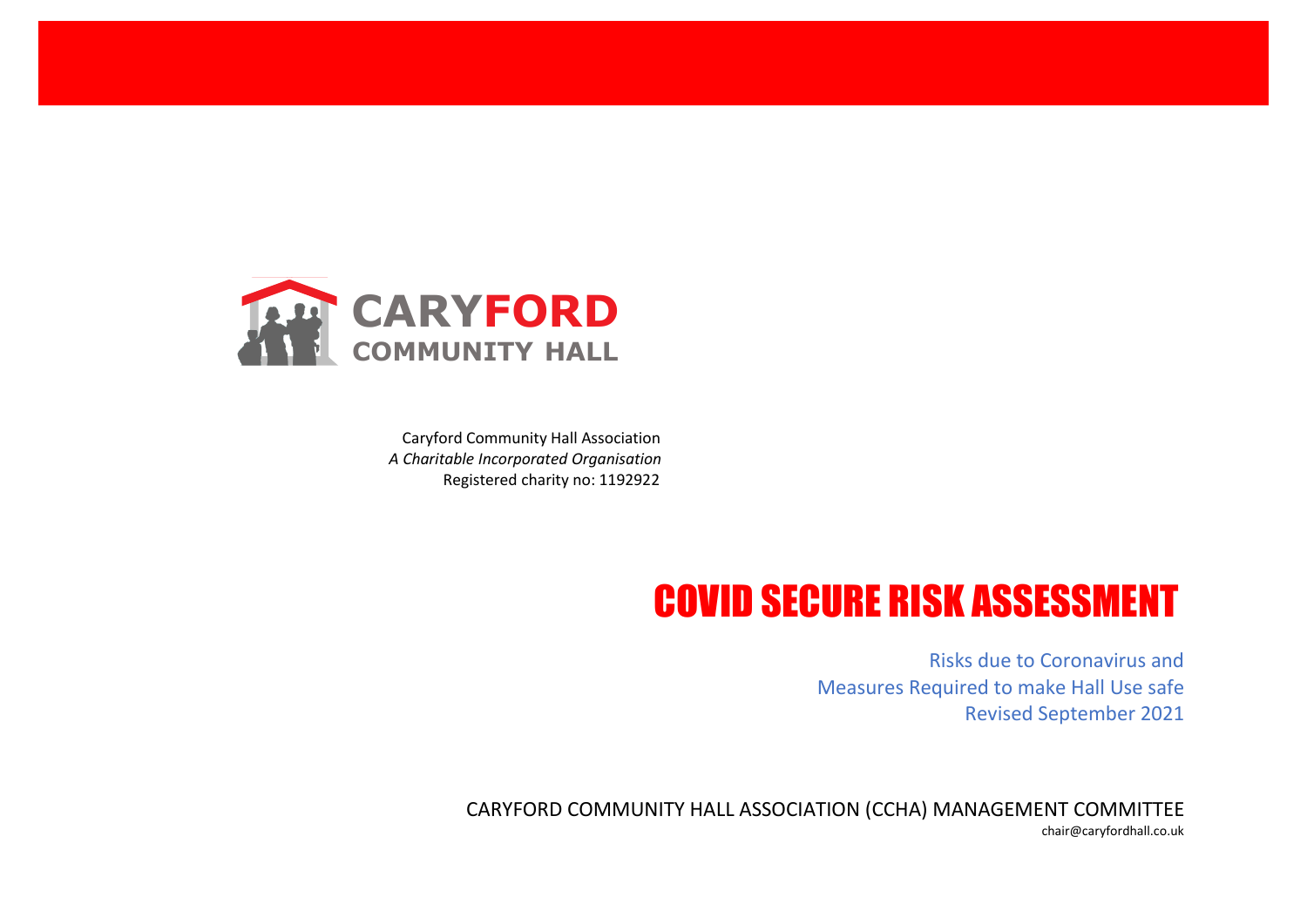**CARYFORD**
**COMMUNITY HALL**

Caryford Community Hall Association
*A Charitable Incorporated Organisation*
Registered charity no: 1192922

# COVID SECURE RISK ASSESSMENT

Risks due to Coronavirus and
Measures Required to make Hall Use safe
Revised September 2021

CARYFORD COMMUNITY HALL ASSOCIATION (CCHA) MANAGEMENT COMMITTEE
chair@caryfordhall.co.uk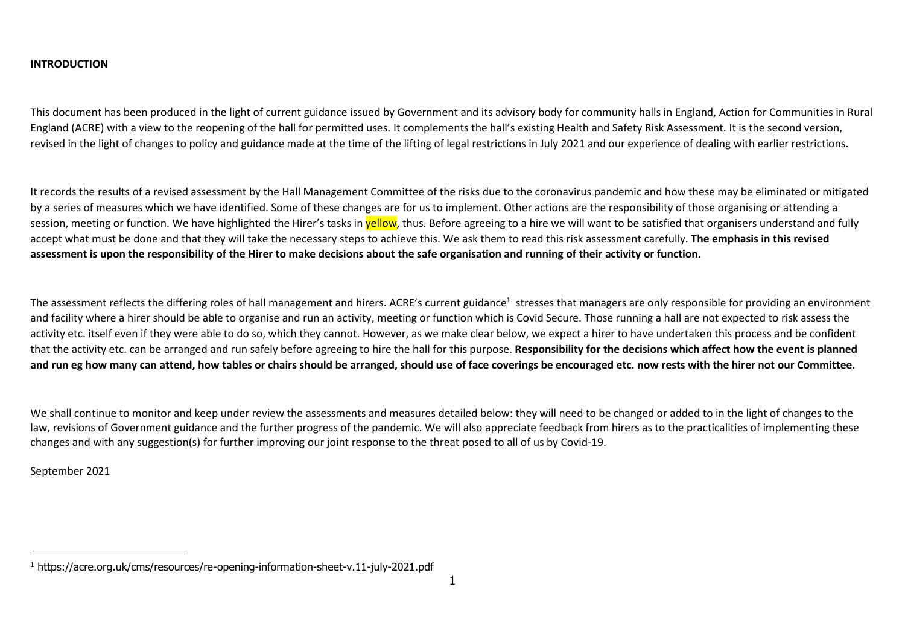**INTRODUCTION**

This document has been produced in the light of current guidance issued by Government and its advisory body for community halls in England, Action for Communities in Rural England (ACRE) with a view to the reopening of the hall for permitted uses. It complements the hall's existing Health and Safety Risk Assessment. It is the second version, revised in the light of changes to policy and guidance made at the time of the lifting of legal restrictions in July 2021 and our experience of dealing with earlier restrictions.

It records the results of a revised assessment by the Hall Management Committee of the risks due to the coronavirus pandemic and how these may be eliminated or mitigated by a series of measures which we have identified. Some of these changes are for us to implement. Other actions are the responsibility of those organising or attending a session, meeting or function. We have highlighted the Hirer's tasks in yellow, thus. Before agreeing to a hire we will want to be satisfied that organisers understand and fully accept what must be done and that they will take the necessary steps to achieve this. We ask them to read this risk assessment carefully. **The emphasis in this revised assessment is upon the responsibility of the Hirer to make decisions about the safe organisation and running of their activity or function**.

The assessment reflects the differing roles of hall management and hirers. ACRE's current guidance[1] stresses that managers are only responsible for providing an environment and facility where a hirer should be able to organise and run an activity, meeting or function which is Covid Secure. Those running a hall are not expected to risk assess the activity etc. itself even if they were able to do so, which they cannot. However, as we make clear below, we expect a hirer to have undertaken this process and be confident that the activity etc. can be arranged and run safely before agreeing to hire the hall for this purpose. **Responsibility for the decisions which affect how the event is planned and run eg how many can attend, how tables or chairs should be arranged, should use of face coverings be encouraged etc. now rests with the hirer not our Committee.**

We shall continue to monitor and keep under review the assessments and measures detailed below: they will need to be changed or added to in the light of changes to the law, revisions of Government guidance and the further progress of the pandemic. We will also appreciate feedback from hirers as to the practicalities of implementing these changes and with any suggestion(s) for further improving our joint response to the threat posed to all of us by Covid-19.

September 2021

---

[1] https://acre.org.uk/cms/resources/re-opening-information-sheet-v.11-july-2021.pdf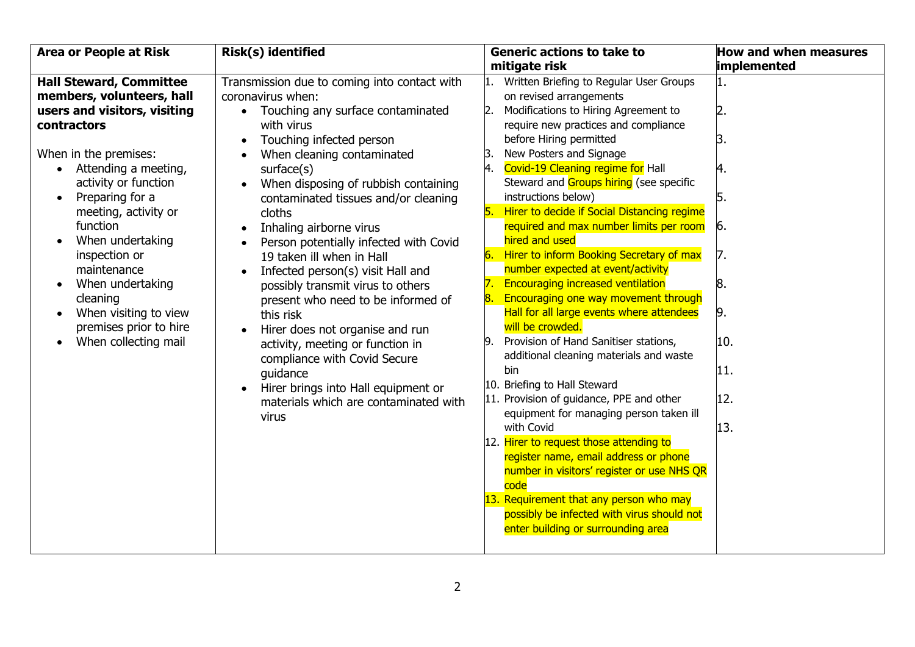| Area or People at Risk | Risk(s) identified | Generic actions to take to mitigate risk | How and when measures implemented |
|---|---|---|---|
| **Hall Steward, Committee members, volunteers, hall users and visitors, visiting contractors**<br><br>When in the premises:<br>• Attending a meeting, activity or function<br>• Preparing for a meeting, activity or function<br>• When undertaking inspection or maintenance<br>• When undertaking cleaning<br>• When visiting to view premises prior to hire<br>• When collecting mail | Transmission due to coming into contact with coronavirus when:<br>• Touching any surface contaminated with virus<br>• Touching infected person<br>• When cleaning contaminated surface(s)<br>• When disposing of rubbish containing contaminated tissues and/or cleaning cloths<br>• Inhaling airborne virus<br>• Person potentially infected with Covid 19 taken ill when in Hall<br>• Infected person(s) visit Hall and possibly transmit virus to others present who need to be informed of this risk<br>• Hirer does not organise and run activity, meeting or function in compliance with Covid Secure guidance<br>• Hirer brings into Hall equipment or materials which are contaminated with virus | 1. Written Briefing to Regular User Groups on revised arrangements<br>2. Modifications to Hiring Agreement to require new practices and compliance before Hiring permitted<br>3. New Posters and Signage<br>4. Covid-19 Cleaning regime for Hall Steward and Groups hiring (see specific instructions below)<br>5. Hirer to decide if Social Distancing regime required and max number limits per room hired and used<br>6. Hirer to inform Booking Secretary of max number expected at event/activity<br>7. Encouraging increased ventilation<br>8. Encouraging one way movement through Hall for all large events where attendees will be crowded.<br>9. Provision of Hand Sanitiser stations, additional cleaning materials and waste bin<br>10. Briefing to Hall Steward<br>11. Provision of guidance, PPE and other equipment for managing person taken ill with Covid<br>12. Hirer to request those attending to register name, email address or phone number in visitors' register or use NHS QR code<br>13. Requirement that any person who may possibly be infected with virus should not enter building or surrounding area | 1.<br>2.<br>3.<br>4.<br>5.<br>6.<br>7.<br>8.<br>9.<br>10.<br>11.<br>12.<br>13. |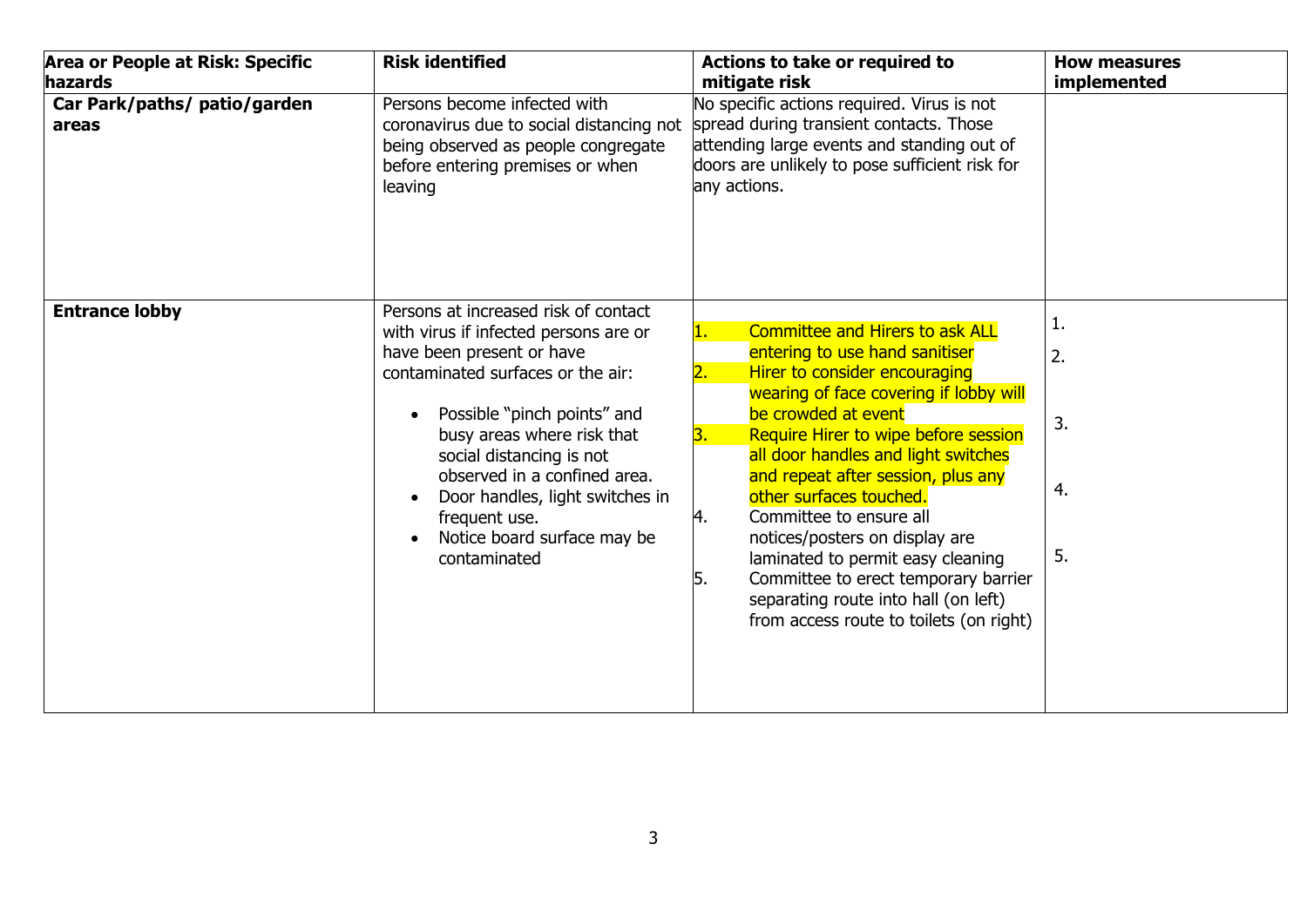| Area or People at Risk: Specific hazards | Risk identified | Actions to take or required to mitigate risk | How measures implemented |
|---|---|---|---|
| **Car Park/paths/ patio/garden areas** | Persons become infected with coronavirus due to social distancing not being observed as people congregate before entering premises or when leaving | No specific actions required. Virus is not spread during transient contacts. Those attending large events and standing out of doors are unlikely to pose sufficient risk for any actions. | |
| **Entrance lobby** | Persons at increased risk of contact with virus if infected persons are or have been present or have contaminated surfaces or the air:<br>• Possible "pinch points" and busy areas where risk that social distancing is not observed in a confined area.<br>• Door handles, light switches in frequent use.<br>• Notice board surface may be contaminated | 1. Committee and Hirers to ask ALL entering to use hand sanitiser<br>2. Hirer to consider encouraging wearing of face covering if lobby will be crowded at event<br>3. Require Hirer to wipe before session all door handles and light switches and repeat after session, plus any other surfaces touched.<br>4. Committee to ensure all notices/posters on display are laminated to permit easy cleaning<br>5. Committee to erect temporary barrier separating route into hall (on left) from access route to toilets (on right) | 1.<br>2.<br>3.<br>4.<br>5. |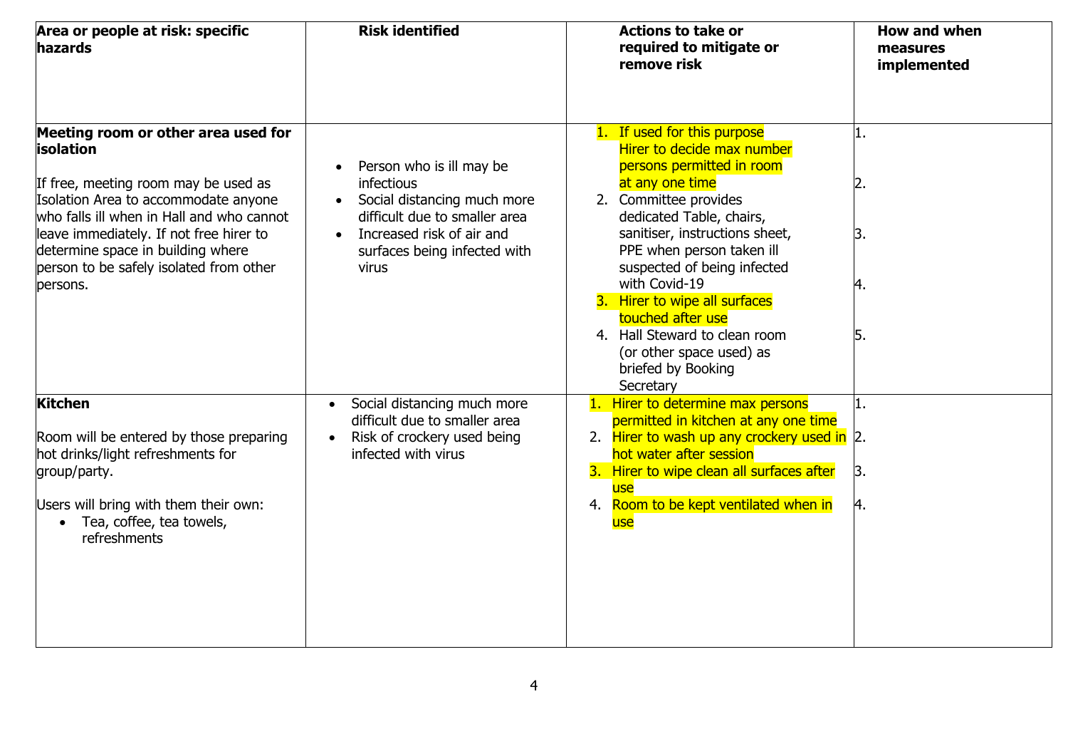| Area or people at risk: specific hazards | Risk identified | Actions to take or required to mitigate or remove risk | How and when measures implemented |
|---|---|---|---|
| **Meeting room or other area used for isolation**<br><br>If free, meeting room may be used as Isolation Area to accommodate anyone who falls ill when in Hall and who cannot leave immediately. If not free hirer to determine space in building where person to be safely isolated from other persons. | • Person who is ill may be infectious<br>• Social distancing much more difficult due to smaller area<br>• Increased risk of air and surfaces being infected with virus | 1. If used for this purpose Hirer to decide max number persons permitted in room at any one time<br>2. Committee provides dedicated Table, chairs, sanitiser, instructions sheet, PPE when person taken ill suspected of being infected with Covid-19<br>3. Hirer to wipe all surfaces touched after use<br>4. Hall Steward to clean room (or other space used) as briefed by Booking Secretary | 1.<br>2.<br>3.<br>4.<br>5. |
| **Kitchen**<br><br>Room will be entered by those preparing hot drinks/light refreshments for group/party.<br><br>Users will bring with them their own:<br>• Tea, coffee, tea towels, refreshments | • Social distancing much more difficult due to smaller area<br>• Risk of crockery used being infected with virus | 1. Hirer to determine max persons permitted in kitchen at any one time<br>2. Hirer to wash up any crockery used in hot water after session<br>3. Hirer to wipe clean all surfaces after use<br>4. Room to be kept ventilated when in use | 1.<br>2.<br>3.<br>4. |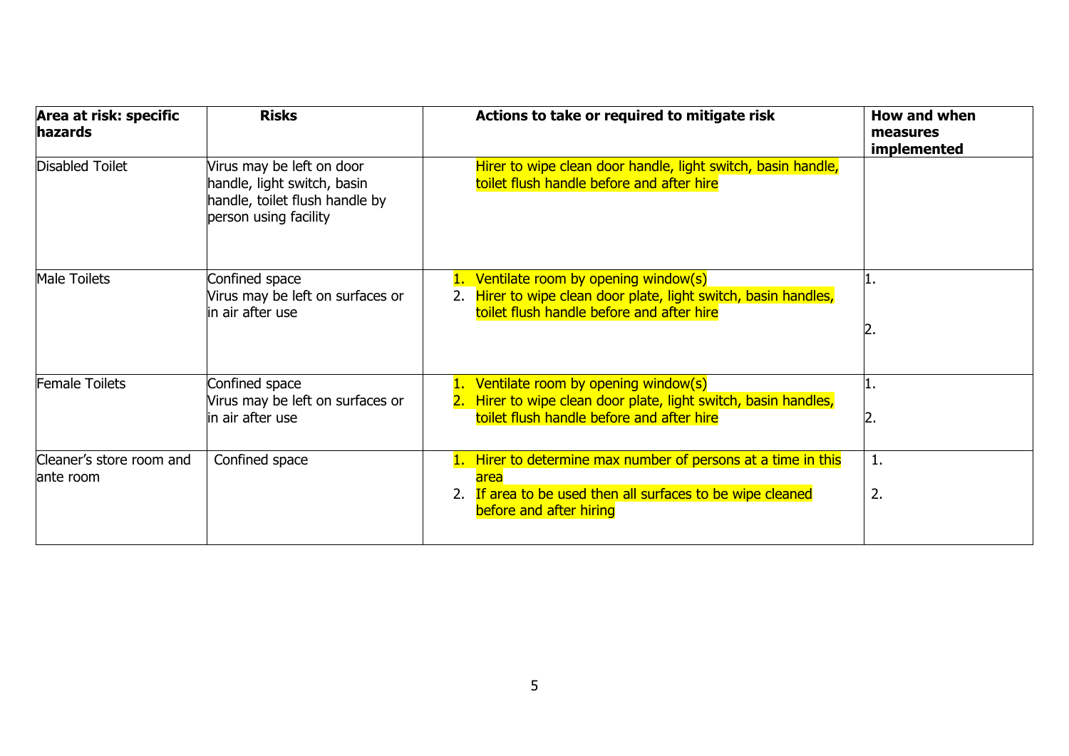| Area at risk: specific hazards | Risks | Actions to take or required to mitigate risk | How and when measures implemented |
|---|---|---|---|
| Disabled Toilet | Virus may be left on door handle, light switch, basin handle, toilet flush handle by person using facility | Hirer to wipe clean door handle, light switch, basin handle, toilet flush handle before and after hire | |
| Male Toilets | Confined space<br>Virus may be left on surfaces or in air after use | 1. Ventilate room by opening window(s)<br>2. Hirer to wipe clean door plate, light switch, basin handles, toilet flush handle before and after hire | 1.<br><br>2. |
| Female Toilets | Confined space<br>Virus may be left on surfaces or in air after use | 1. Ventilate room by opening window(s)<br>2. Hirer to wipe clean door plate, light switch, basin handles, toilet flush handle before and after hire | 1.<br><br>2. |
| Cleaner's store room and ante room | Confined space | 1. Hirer to determine max number of persons at a time in this area<br>2. If area to be used then all surfaces to be wipe cleaned before and after hiring | 1.<br><br>2. |